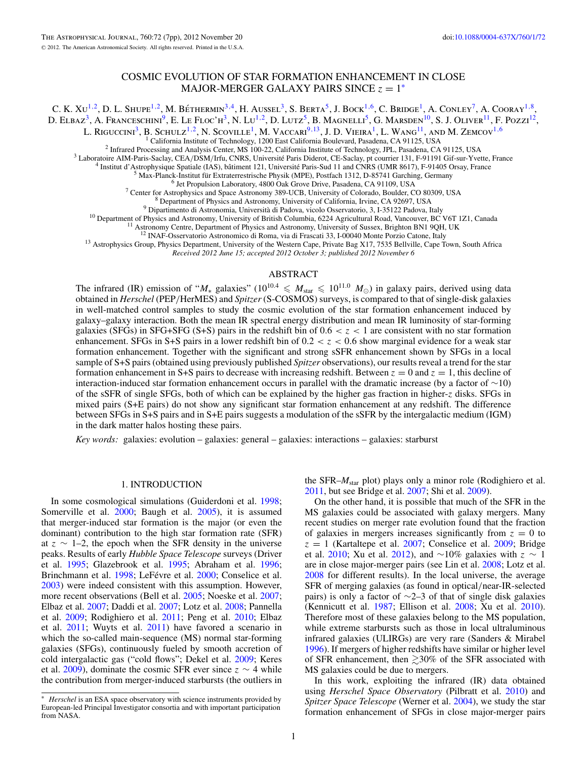# COSMIC EVOLUTION OF STAR FORMATION ENHANCEMENT IN CLOSE MAJOR-MERGER GALAXY PAIRS SINCE $z = 1$*

C. K. Xu[1,2], D. L. Shupe[1,2], M. Béthermin[3,4], H. Aussel[3], S. Berta[5], J. Bock[1,6], C. Bridge[1], A. Conley[7], A. Cooray[1,8], D. Elbaz[3], A. Franceschini[9], E. Le Floc'h[3], N. Lu[1,2], D. Lutz[5], B. Magnelli[5], G. Marsden[10], S. J. Oliver[11], F. Pozzi[12], L. Riguccini[3], B. Schulz[1,2], N. Scoville[1], M. Vaccari[9,13], J. D. Vieira[1], L. Wang[11], and M. Zemcov[1,6]

[1] California Institute of Technology, 1200 East California Boulevard, Pasadena, CA 91125, USA
[2] Infrared Processing and Analysis Center, MS 100-22, California Institute of Technology, JPL, Pasadena, CA 91125, USA
[3] Laboratoire AIM-Paris-Saclay, CEA/DSM/Irfu, CNRS, Université Paris Diderot, CE-Saclay, pt courrier 131, F-91191 Gif-sur-Yvette, France
[4] Institut d'Astrophysique Spatiale (IAS), bâtiment 121, Université Paris-Sud 11 and CNRS (UMR 8617), F-91405 Orsay, France
[5] Max-Planck-Institut für Extraterrestrische Physik (MPE), Postfach 1312, D-85741 Garching, Germany
[6] Jet Propulsion Laboratory, 4800 Oak Grove Drive, Pasadena, CA 91109, USA
[7] Center for Astrophysics and Space Astronomy 389-UCB, University of Colorado, Boulder, CO 80309, USA
[8] Department of Physics and Astronomy, University of California, Irvine, CA 92697, USA
[9] Dipartimento di Astronomia, Università di Padova, vicolo Osservatorio, 3, I-35122 Padova, Italy
[10] Department of Physics and Astronomy, University of British Columbia, 6224 Agricultural Road, Vancouver, BC V6T 1Z1, Canada
[11] Astronomy Centre, Department of Physics and Astronomy, University of Sussex, Brighton BN1 9QH, UK
[12] INAF-Osservatorio Astronomico di Roma, via di Frascati 33, I-00040 Monte Porzio Catone, Italy
[13] Astrophysics Group, Physics Department, University of the Western Cape, Private Bag X17, 7535 Bellville, Cape Town, South Africa

*Received 2012 June 15; accepted 2012 October 3; published 2012 November 6*

## ABSTRACT

The infrared (IR) emission of "$M_*$ galaxies" ($10^{10.4} \leqslant M_{\rm star} \leqslant 10^{11.0}\ M_\odot$) in galaxy pairs, derived using data obtained in *Herschel* (PEP/HerMES) and *Spitzer* (S-COSMOS) surveys, is compared to that of single-disk galaxies in well-matched control samples to study the cosmic evolution of the star formation enhancement induced by galaxy–galaxy interaction. Both the mean IR spectral energy distribution and mean IR luminosity of star-forming galaxies (SFGs) in SFG+SFG (S+S) pairs in the redshift bin of $0.6 < z < 1$ are consistent with no star formation enhancement. SFGs in S+S pairs in a lower redshift bin of $0.2 < z < 0.6$ show marginal evidence for a weak star formation enhancement. Together with the significant and strong sSFR enhancement shown by SFGs in a local sample of S+S pairs (obtained using previously published *Spitzer* observations), our results reveal a trend for the star formation enhancement in S+S pairs to decrease with increasing redshift. Between $z = 0$ and $z = 1$, this decline of interaction-induced star formation enhancement occurs in parallel with the dramatic increase (by a factor of ~10) of the sSFR of single SFGs, both of which can be explained by the higher gas fraction in higher-$z$ disks. SFGs in mixed pairs (S+E pairs) do not show any significant star formation enhancement at any redshift. The difference between SFGs in S+S pairs and in S+E pairs suggests a modulation of the sSFR by the intergalactic medium (IGM) in the dark matter halos hosting these pairs.

*Key words:* galaxies: evolution – galaxies: general – galaxies: interactions – galaxies: starburst

## 1. INTRODUCTION

In some cosmological simulations (Guiderdoni et al. 1998; Somerville et al. 2000; Baugh et al. 2005), it is assumed that merger-induced star formation is the major (or even the dominant) contribution to the high star formation rate (SFR) at $z \sim 1$–2, the epoch when the SFR density in the universe peaks. Results of early *Hubble Space Telescope* surveys (Driver et al. 1995; Glazebrook et al. 1995; Abraham et al. 1996; Brinchmann et al. 1998; LeFévre et al. 2000; Conselice et al. 2003) were indeed consistent with this assumption. However, more recent observations (Bell et al. 2005; Noeske et al. 2007; Elbaz et al. 2007; Daddi et al. 2007; Lotz et al. 2008; Pannella et al. 2009; Rodighiero et al. 2011; Peng et al. 2010; Elbaz et al. 2011; Wuyts et al. 2011) have favored a scenario in which the so-called main-sequence (MS) normal star-forming galaxies (SFGs), continuously fueled by smooth accretion of cold intergalactic gas ("cold flows"; Dekel et al. 2009; Keres et al. 2009), dominate the cosmic SFR ever since $z \sim 4$ while the contribution from merger-induced starbursts (the outliers in the SFR–$M_{\rm star}$ plot) plays only a minor role (Rodighiero et al. 2011, but see Bridge et al. 2007; Shi et al. 2009).

On the other hand, it is possible that much of the SFR in the MS galaxies could be associated with galaxy mergers. Many recent studies on merger rate evolution found that the fraction of galaxies in mergers increases significantly from $z = 0$ to $z = 1$ (Kartaltepe et al. 2007; Conselice et al. 2009; Bridge et al. 2010; Xu et al. 2012), and ~10% galaxies with $z \sim 1$ are in close major-merger pairs (see Lin et al. 2008; Lotz et al. 2008 for different results). In the local universe, the average SFR of merging galaxies (as found in optical/near-IR-selected pairs) is only a factor of ~2–3 of that of single disk galaxies (Kennicutt et al. 1987; Ellison et al. 2008; Xu et al. 2010). Therefore most of these galaxies belong to the MS population, while extreme starbursts such as those in local ultraluminous infrared galaxies (ULIRGs) are very rare (Sanders & Mirabel 1996). If mergers of higher redshifts have similar or higher level of SFR enhancement, then $\gtrsim$30% of the SFR associated with MS galaxies could be due to mergers.

In this work, exploiting the infrared (IR) data obtained using *Herschel Space Observatory* (Pilbratt et al. 2010) and *Spitzer Space Telescope* (Werner et al. 2004), we study the star formation enhancement of SFGs in close major-merger pairs

* *Herschel* is an ESA space observatory with science instruments provided by European-led Principal Investigator consortia and with important participation from NASA.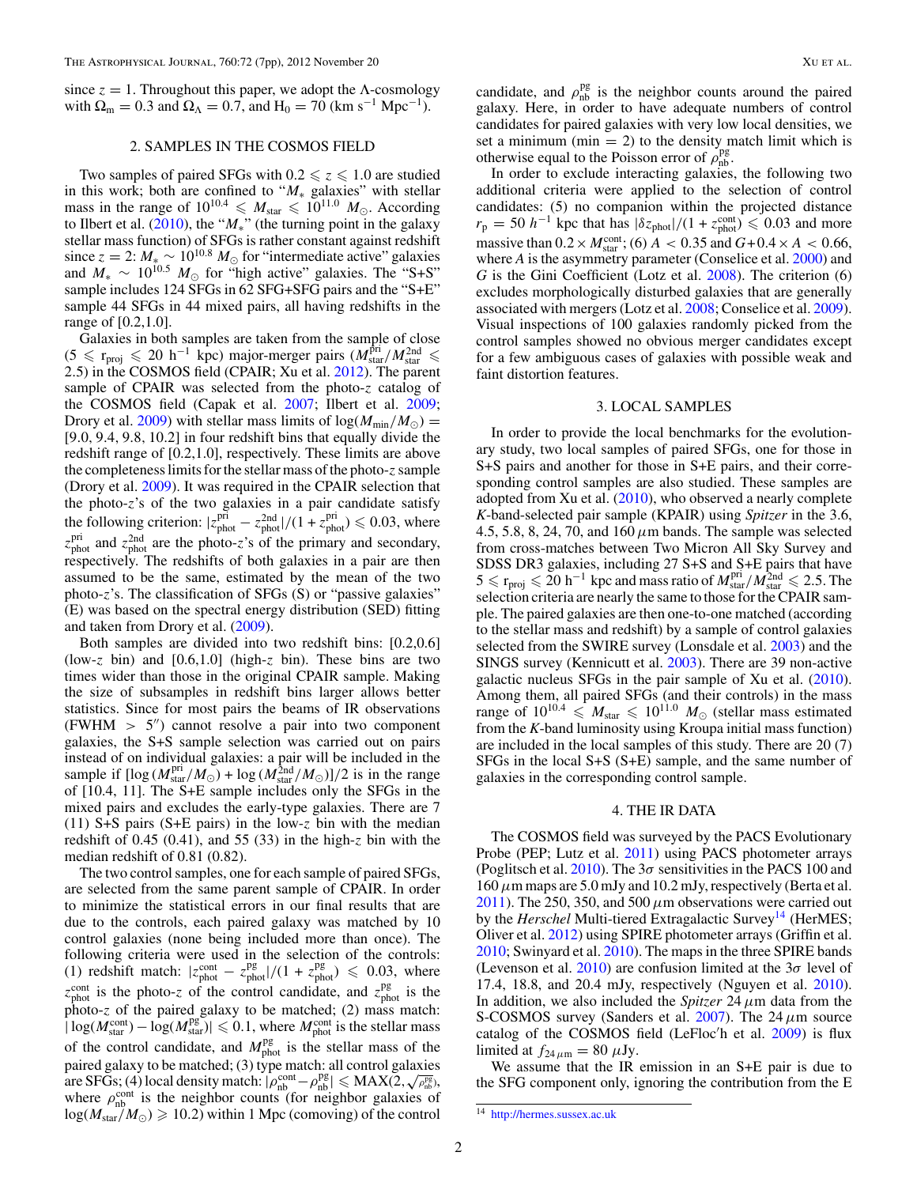since $z = 1$. Throughout this paper, we adopt the Λ-cosmology with $\Omega_m = 0.3$ and $\Omega_\Lambda = 0.7$, and $H_0 = 70$ (km s$^{-1}$ Mpc$^{-1}$).

## 2. SAMPLES IN THE COSMOS FIELD

Two samples of paired SFGs with $0.2 \leqslant z \leqslant 1.0$ are studied in this work; both are confined to "$M_*$ galaxies" with stellar mass in the range of $10^{10.4} \leqslant M_{\rm star} \leqslant 10^{11.0}\ M_\odot$. According to Ilbert et al. (2010), the "$M_*$" (the turning point in the galaxy stellar mass function) of SFGs is rather constant against redshift since $z = 2$: $M_* \sim 10^{10.8}\ M_\odot$ for "intermediate active" galaxies and $M_* \sim 10^{10.5}\ M_\odot$ for "high active" galaxies. The "S+S" sample includes 124 SFGs in 62 SFG+SFG pairs and the "S+E" sample 44 SFGs in 44 mixed pairs, all having redshifts in the range of [0.2,1.0].

Galaxies in both samples are taken from the sample of close ($5 \leqslant r_{\rm proj} \leqslant 20\ h^{-1}$ kpc) major-merger pairs ($M_{\rm star}^{\rm pri}/M_{\rm star}^{\rm 2nd} \leqslant 2.5$) in the COSMOS field (CPAIR; Xu et al. 2012). The parent sample of CPAIR was selected from the photo-$z$ catalog of the COSMOS field (Capak et al. 2007; Ilbert et al. 2009; Drory et al. 2009) with stellar mass limits of $\log(M_{\rm min}/M_\odot) =$ [9.0, 9.4, 9.8, 10.2] in four redshift bins that equally divide the redshift range of [0.2,1.0], respectively. These limits are above the completeness limits for the stellar mass of the photo-$z$ sample (Drory et al. 2009). It was required in the CPAIR selection that the photo-$z$'s of the two galaxies in a pair candidate satisfy the following criterion: $|z_{\rm phot}^{\rm pri} - z_{\rm phot}^{\rm 2nd}|/(1 + z_{\rm phot}^{\rm pri}) \leqslant 0.03$, where $z_{\rm phot}^{\rm pri}$ and $z_{\rm phot}^{\rm 2nd}$ are the photo-$z$'s of the primary and secondary, respectively. The redshifts of both galaxies in a pair are then assumed to be the same, estimated by the mean of the two photo-$z$'s. The classification of SFGs (S) or "passive galaxies" (E) was based on the spectral energy distribution (SED) fitting and taken from Drory et al. (2009).

Both samples are divided into two redshift bins: [0.2,0.6] (low-$z$ bin) and [0.6,1.0] (high-$z$ bin). These bins are two times wider than those in the original CPAIR sample. Making the size of subsamples in redshift bins larger allows better statistics. Since for most pairs the beams of IR observations (FWHM $> 5''$) cannot resolve a pair into two component galaxies, the S+S sample selection was carried out on pairs instead of on individual galaxies: a pair will be included in the sample if $[\log(M_{\rm star}^{\rm pri}/M_\odot) + \log(M_{\rm star}^{\rm 2nd}/M_\odot)]/2$ is in the range of [10.4, 11]. The S+E sample includes only the SFGs in the mixed pairs and excludes the early-type galaxies. There are 7 (11) S+S pairs (S+E pairs) in the low-$z$ bin with the median redshift of 0.45 (0.41), and 55 (33) in the high-$z$ bin with the median redshift of 0.81 (0.82).

The two control samples, one for each sample of paired SFGs, are selected from the same parent sample of CPAIR. In order to minimize the statistical errors in our final results that are due to the controls, each paired galaxy was matched by 10 control galaxies (none being included more than once). The following criteria were used in the selection of the controls: (1) redshift match: $|z_{\rm phot}^{\rm cont} - z_{\rm phot}^{\rm pg}|/(1 + z_{\rm phot}^{\rm pg}) \leqslant 0.03$, where $z_{\rm phot}^{\rm cont}$ is the photo-$z$ of the control candidate, and $z_{\rm phot}^{\rm pg}$ is the photo-$z$ of the paired galaxy to be matched; (2) mass match: $|\log(M_{\rm star}^{\rm cont}) - \log(M_{\rm star}^{\rm pg})| \leqslant 0.1$, where $M_{\rm phot}^{\rm cont}$ is the stellar mass of the control candidate, and $M_{\rm phot}^{\rm pg}$ is the stellar mass of the paired galaxy to be matched; (3) type match: all control galaxies are SFGs; (4) local density match: $|\rho_{\rm nb}^{\rm cont} - \rho_{\rm nb}^{\rm pg}| \leqslant {\rm MAX}(2, \sqrt{\rho_{\rm nb}^{\rm pg}})$, where $\rho_{\rm nb}^{\rm cont}$ is the neighbor counts (for neighbor galaxies of $\log(M_{\rm star}/M_\odot) \geqslant 10.2$) within 1 Mpc (comoving) of the control candidate, and $\rho_{\rm nb}^{\rm pg}$ is the neighbor counts around the paired galaxy. Here, in order to have adequate numbers of control candidates for paired galaxies with very low local densities, we set a minimum (min = 2) to the density match limit which is otherwise equal to the Poisson error of $\rho_{\rm nb}^{\rm pg}$.

In order to exclude interacting galaxies, the following two additional criteria were applied to the selection of control candidates: (5) no companion within the projected distance $r_p = 50\ h^{-1}$ kpc that has $|\delta z_{\rm phot}|/(1 + z_{\rm phot}^{\rm cont}) \leqslant 0.03$ and more massive than $0.2 \times M_{\rm star}^{\rm cont}$; (6) $A < 0.35$ and $G + 0.4 \times A < 0.66$, where $A$ is the asymmetry parameter (Conselice et al. 2000) and $G$ is the Gini Coefficient (Lotz et al. 2008). The criterion (6) excludes morphologically disturbed galaxies that are generally associated with mergers (Lotz et al. 2008; Conselice et al. 2009). Visual inspections of 100 galaxies randomly picked from the control samples showed no obvious merger candidates except for a few ambiguous cases of galaxies with possible weak and faint distortion features.

## 3. LOCAL SAMPLES

In order to provide the local benchmarks for the evolutionary study, two local samples of paired SFGs, one for those in S+S pairs and another for those in S+E pairs, and their corresponding control samples are also studied. These samples are adopted from Xu et al. (2010), who observed a nearly complete $K$-band-selected pair sample (KPAIR) using *Spitzer* in the 3.6, 4.5, 5.8, 8, 24, 70, and 160 $\mu$m bands. The sample was selected from cross-matches between Two Micron All Sky Survey and SDSS DR3 galaxies, including 27 S+S and S+E pairs that have $5 \leqslant r_{\rm proj} \leqslant 20\ h^{-1}$ kpc and mass ratio of $M_{\rm star}^{\rm pri}/M_{\rm star}^{\rm 2nd} \leqslant 2.5$. The selection criteria are nearly the same to those for the CPAIR sample. The paired galaxies are then one-to-one matched (according to the stellar mass and redshift) by a sample of control galaxies selected from the SWIRE survey (Lonsdale et al. 2003) and the SINGS survey (Kennicutt et al. 2003). There are 39 non-active galactic nucleus SFGs in the pair sample of Xu et al. (2010). Among them, all paired SFGs (and their controls) in the mass range of $10^{10.4} \leqslant M_{\rm star} \leqslant 10^{11.0}\ M_\odot$ (stellar mass estimated from the $K$-band luminosity using Kroupa initial mass function) are included in the local samples of this study. There are 20 (7) SFGs in the local S+S (S+E) sample, and the same number of galaxies in the corresponding control sample.

## 4. THE IR DATA

The COSMOS field was surveyed by the PACS Evolutionary Probe (PEP; Lutz et al. 2011) using PACS photometer arrays (Poglitsch et al. 2010). The $3\sigma$ sensitivities in the PACS 100 and 160 $\mu$m maps are 5.0 mJy and 10.2 mJy, respectively (Berta et al. 2011). The 250, 350, and 500 $\mu$m observations were carried out by the *Herschel* Multi-tiered Extragalactic Survey[14] (HerMES; Oliver et al. 2012) using SPIRE photometer arrays (Griffin et al. 2010; Swinyard et al. 2010). The maps in the three SPIRE bands (Levenson et al. 2010) are confusion limited at the $3\sigma$ level of 17.4, 18.8, and 20.4 mJy, respectively (Nguyen et al. 2010). In addition, we also included the *Spitzer* 24 $\mu$m data from the S-COSMOS survey (Sanders et al. 2007). The 24 $\mu$m source catalog of the COSMOS field (LeFloc'h et al. 2009) is flux limited at $f_{24\,\mu\rm m} = 80\ \mu$Jy.

We assume that the IR emission in an S+E pair is due to the SFG component only, ignoring the contribution from the E

[14] http://hermes.sussex.ac.uk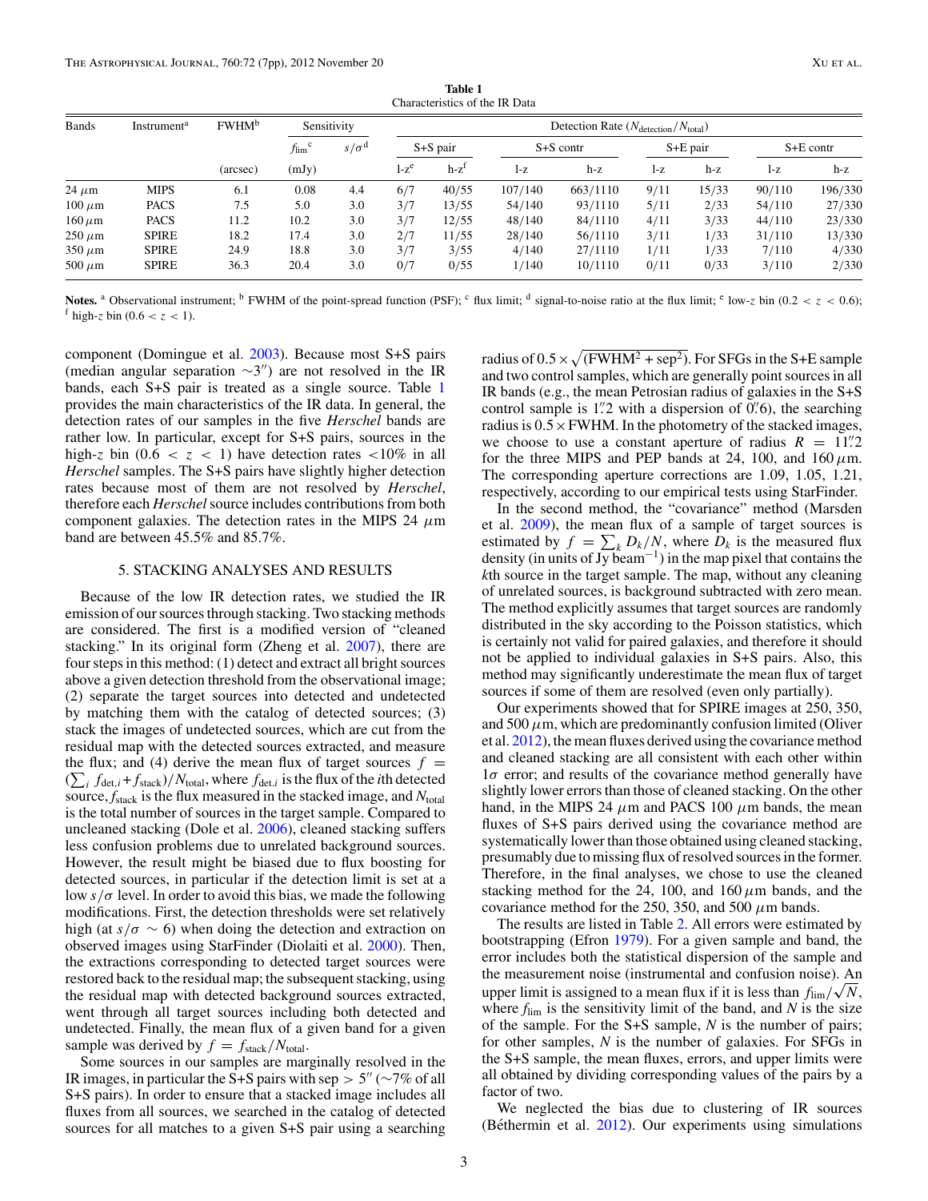**Table 1**
Characteristics of the IR Data

| Bands | Instrument[a] | FWHM[b] | Sensitivity | | Detection Rate ($N_{\rm detection}/N_{\rm total}$) | | | | | | | |
|---|---|---|---|---|---|---|---|---|---|---|---|---|
| | | | $f_{\rm lim}$[c] | $s/\sigma$[d] | S+S pair | | S+S contr | | S+E pair | | S+E contr | |
| | | (arcsec) | (mJy) | | l-z[e] | h-z[f] | l-z | h-z | l-z | h-z | l-z | h-z |
| 24 $\mu$m | MIPS | 6.1 | 0.08 | 4.4 | 6/7 | 40/55 | 107/140 | 663/1110 | 9/11 | 15/33 | 90/110 | 196/330 |
| 100 $\mu$m | PACS | 7.5 | 5.0 | 3.0 | 3/7 | 13/55 | 54/140 | 93/1110 | 5/11 | 2/33 | 54/110 | 27/330 |
| 160 $\mu$m | PACS | 11.2 | 10.2 | 3.0 | 3/7 | 12/55 | 48/140 | 84/1110 | 4/11 | 3/33 | 44/110 | 23/330 |
| 250 $\mu$m | SPIRE | 18.2 | 17.4 | 3.0 | 2/7 | 11/55 | 28/140 | 56/1110 | 3/11 | 1/33 | 31/110 | 13/330 |
| 350 $\mu$m | SPIRE | 24.9 | 18.8 | 3.0 | 3/7 | 3/55 | 4/140 | 27/1110 | 1/11 | 1/33 | 7/110 | 4/330 |
| 500 $\mu$m | SPIRE | 36.3 | 20.4 | 3.0 | 0/7 | 0/55 | 1/140 | 10/1110 | 0/11 | 0/33 | 3/110 | 2/330 |

**Notes.** [a] Observational instrument; [b] FWHM of the point-spread function (PSF); [c] flux limit; [d] signal-to-noise ratio at the flux limit; [e] low-$z$ bin ($0.2 < z < 0.6$); [f] high-$z$ bin ($0.6 < z < 1$).

component (Domingue et al. 2003). Because most S+S pairs (median angular separation $\sim 3''$) are not resolved in the IR bands, each S+S pair is treated as a single source. Table 1 provides the main characteristics of the IR data. In general, the detection rates of our samples in the five *Herschel* bands are rather low. In particular, except for S+S pairs, sources in the high-$z$ bin ($0.6 < z < 1$) have detection rates $<10\%$ in all *Herschel* samples. The S+S pairs have slightly higher detection rates because most of them are not resolved by *Herschel*, therefore each *Herschel* source includes contributions from both component galaxies. The detection rates in the MIPS 24 $\mu$m band are between 45.5% and 85.7%.

## 5. STACKING ANALYSES AND RESULTS

Because of the low IR detection rates, we studied the IR emission of our sources through stacking. Two stacking methods are considered. The first is a modified version of "cleaned stacking." In its original form (Zheng et al. 2007), there are four steps in this method: (1) detect and extract all bright sources above a given detection threshold from the observational image; (2) separate the target sources into detected and undetected by matching them with the catalog of detected sources; (3) stack the images of undetected sources, which are cut from the residual map with the detected sources extracted, and measure the flux; and (4) derive the mean flux of target sources $f = (\sum_i f_{{\rm det},i} + f_{\rm stack})/N_{\rm total}$, where $f_{{\rm det},i}$ is the flux of the $i$th detected source, $f_{\rm stack}$ is the flux measured in the stacked image, and $N_{\rm total}$ is the total number of sources in the target sample. Compared to uncleaned stacking (Dole et al. 2006), cleaned stacking suffers less confusion problems due to unrelated background sources. However, the result might be biased due to flux boosting for detected sources, in particular if the detection limit is set at a low $s/\sigma$ level. In order to avoid this bias, we made the following modifications. First, the detection thresholds were set relatively high (at $s/\sigma \sim 6$) when doing the detection and extraction on observed images using StarFinder (Diolaiti et al. 2000). Then, the extractions corresponding to detected target sources were restored back to the residual map; the subsequent stacking, using the residual map with detected background sources extracted, went through all target sources including both detected and undetected. Finally, the mean flux of a given band for a given sample was derived by $f = f_{\rm stack}/N_{\rm total}$.

Some sources in our samples are marginally resolved in the IR images, in particular the S+S pairs with sep $> 5''$ ($\sim 7\%$ of all S+S pairs). In order to ensure that a stacked image includes all fluxes from all sources, we searched in the catalog of detected sources for all matches to a given S+S pair using a searching radius of $0.5 \times \sqrt{({\rm FWHM}^2 + {\rm sep}^2)}$. For SFGs in the S+E sample and two control samples, which are generally point sources in all IR bands (e.g., the mean Petrosian radius of galaxies in the S+S control sample is $1''\!.2$ with a dispersion of $0''\!.6$), the searching radius is $0.5 \times {\rm FWHM}$. In the photometry of the stacked images, we choose to use a constant aperture of radius $R = 11''\!.2$ for the three MIPS and PEP bands at 24, 100, and 160 $\mu$m. The corresponding aperture corrections are 1.09, 1.05, 1.21, respectively, according to our empirical tests using StarFinder.

In the second method, the "covariance" method (Marsden et al. 2009), the mean flux of a sample of target sources is estimated by $f = \sum_k D_k/N$, where $D_k$ is the measured flux density (in units of Jy beam$^{-1}$) in the map pixel that contains the $k$th source in the target sample. The map, without any cleaning of unrelated sources, is background subtracted with zero mean. The method explicitly assumes that target sources are randomly distributed in the sky according to the Poisson statistics, which is certainly not valid for paired galaxies, and therefore it should not be applied to individual galaxies in S+S pairs. Also, this method may significantly underestimate the mean flux of target sources if some of them are resolved (even only partially).

Our experiments showed that for SPIRE images at 250, 350, and 500 $\mu$m, which are predominantly confusion limited (Oliver et al. 2012), the mean fluxes derived using the covariance method and cleaned stacking are all consistent with each other within $1\sigma$ error; and results of the covariance method generally have slightly lower errors than those of cleaned stacking. On the other hand, in the MIPS 24 $\mu$m and PACS 100 $\mu$m bands, the mean fluxes of S+S pairs derived using the covariance method are systematically lower than those obtained using cleaned stacking, presumably due to missing flux of resolved sources in the former. Therefore, in the final analyses, we chose to use the cleaned stacking method for the 24, 100, and 160 $\mu$m bands, and the covariance method for the 250, 350, and 500 $\mu$m bands.

The results are listed in Table 2. All errors were estimated by bootstrapping (Efron 1979). For a given sample and band, the error includes both the statistical dispersion of the sample and the measurement noise (instrumental and confusion noise). An upper limit is assigned to a mean flux if it is less than $f_{\rm lim}/\sqrt{N}$, where $f_{\rm lim}$ is the sensitivity limit of the band, and $N$ is the size of the sample. For the S+S sample, $N$ is the number of pairs; for other samples, $N$ is the number of galaxies. For SFGs in the S+S sample, the mean fluxes, errors, and upper limits were all obtained by dividing corresponding values of the pairs by a factor of two.

We neglected the bias due to clustering of IR sources (Béthermin et al. 2012). Our experiments using simulations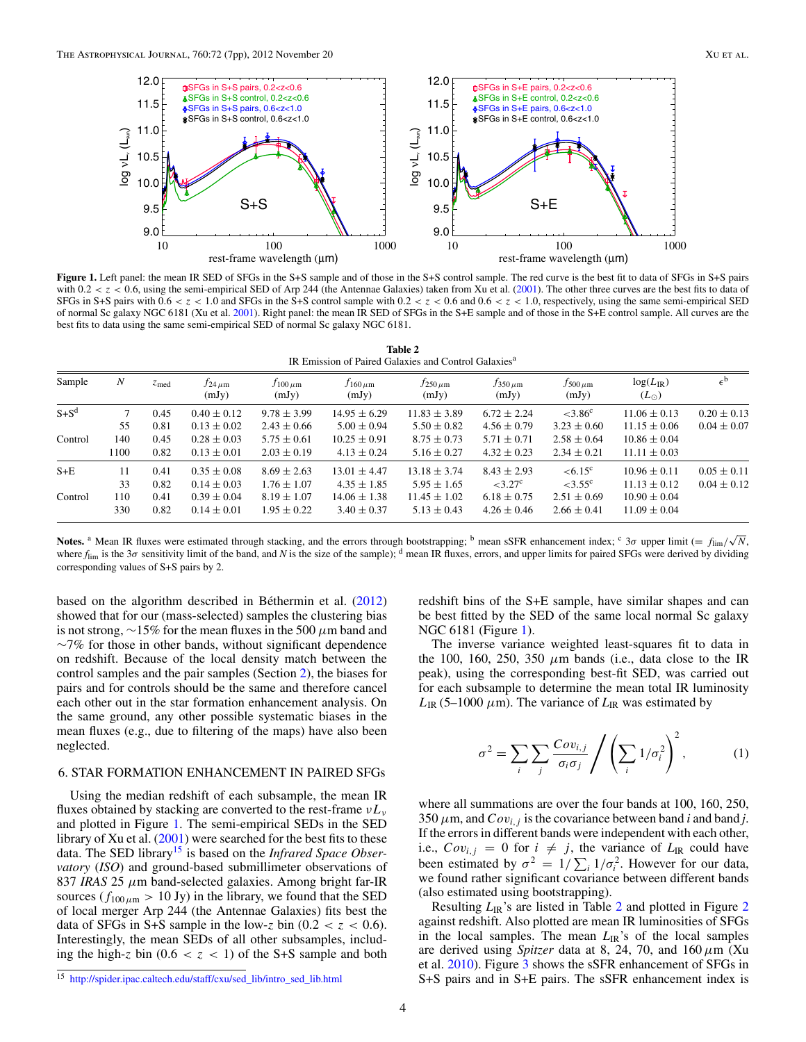**Figure 1.** Left panel: the mean IR SED of SFGs in the S+S sample and of those in the S+S control sample. The red curve is the best fit to data of SFGs in S+S pairs with $0.2 < z < 0.6$, using the semi-empirical SED of Arp 244 (the Antennae Galaxies) taken from Xu et al. (2001). The other three curves are the best fits to data of SFGs in S+S pairs with $0.6 < z < 1.0$ and SFGs in the S+S control sample with $0.2 < z < 0.6$ and $0.6 < z < 1.0$, respectively, using the same semi-empirical SED of normal Sc galaxy NGC 6181 (Xu et al. 2001). Right panel: the mean IR SED of SFGs in the S+E sample and of those in the S+E control sample. All curves are the best fits to data using the same semi-empirical SED of normal Sc galaxy NGC 6181.

**Table 2**
IR Emission of Paired Galaxies and Control Galaxies[a]

| Sample | $N$ | $z_{\rm med}$ | $f_{24\,\mu{\rm m}}$ (mJy) | $f_{100\,\mu{\rm m}}$ (mJy) | $f_{160\,\mu{\rm m}}$ (mJy) | $f_{250\,\mu{\rm m}}$ (mJy) | $f_{350\,\mu{\rm m}}$ (mJy) | $f_{500\,\mu{\rm m}}$ (mJy) | $\log(L_{\rm IR})$ ($L_\odot$) | $\epsilon$[b] |
|---|---|---|---|---|---|---|---|---|---|---|
| S+S[d] | 7 | 0.45 | $0.40 \pm 0.12$ | $9.78 \pm 3.99$ | $14.95 \pm 6.29$ | $11.83 \pm 3.89$ | $6.72 \pm 2.24$ | $<3.86$[c] | $11.06 \pm 0.13$ | $0.20 \pm 0.13$ |
| | 55 | 0.81 | $0.13 \pm 0.02$ | $2.43 \pm 0.66$ | $5.00 \pm 0.94$ | $5.50 \pm 0.82$ | $4.56 \pm 0.79$ | $3.23 \pm 0.60$ | $11.15 \pm 0.06$ | $0.04 \pm 0.07$ |
| Control | 140 | 0.45 | $0.28 \pm 0.03$ | $5.75 \pm 0.61$ | $10.25 \pm 0.91$ | $8.75 \pm 0.73$ | $5.71 \pm 0.71$ | $2.58 \pm 0.64$ | $10.86 \pm 0.04$ | |
| | 1100 | 0.82 | $0.13 \pm 0.01$ | $2.03 \pm 0.19$ | $4.13 \pm 0.24$ | $5.16 \pm 0.27$ | $4.32 \pm 0.23$ | $2.34 \pm 0.21$ | $11.11 \pm 0.03$ | |
| S+E | 11 | 0.41 | $0.35 \pm 0.08$ | $8.69 \pm 2.63$ | $13.01 \pm 4.47$ | $13.18 \pm 3.74$ | $8.43 \pm 2.93$ | $<6.15$[c] | $10.96 \pm 0.11$ | $0.05 \pm 0.11$ |
| | 33 | 0.82 | $0.14 \pm 0.03$ | $1.76 \pm 1.07$ | $4.35 \pm 1.85$ | $5.95 \pm 1.65$ | $<3.27$[c] | $<3.55$[c] | $11.13 \pm 0.12$ | $0.04 \pm 0.12$ |
| Control | 110 | 0.41 | $0.39 \pm 0.04$ | $8.19 \pm 1.07$ | $14.06 \pm 1.38$ | $11.45 \pm 1.02$ | $6.18 \pm 0.75$ | $2.51 \pm 0.69$ | $10.90 \pm 0.04$ | |
| | 330 | 0.82 | $0.14 \pm 0.01$ | $1.95 \pm 0.22$ | $3.40 \pm 0.37$ | $5.13 \pm 0.43$ | $4.26 \pm 0.46$ | $2.66 \pm 0.41$ | $11.09 \pm 0.04$ | |

**Notes.** [a] Mean IR fluxes were estimated through stacking, and the errors through bootstrapping; [b] mean sSFR enhancement index; [c] $3\sigma$ upper limit ($= f_{\rm lim}/\sqrt{N}$, where $f_{\rm lim}$ is the $3\sigma$ sensitivity limit of the band, and $N$ is the size of the sample); [d] mean IR fluxes, errors, and upper limits for paired SFGs were derived by dividing corresponding values of S+S pairs by 2.

based on the algorithm described in Béthermin et al. (2012) showed that for our (mass-selected) samples the clustering bias is not strong, ~15% for the mean fluxes in the 500 $\mu$m band and ~7% for those in other bands, without significant dependence on redshift. Because of the local density match between the control samples and the pair samples (Section 2), the biases for pairs and for controls should be the same and therefore cancel each other out in the star formation enhancement analysis. On the same ground, any other possible systematic biases in the mean fluxes (e.g., due to filtering of the maps) have also been neglected.

## 6. STAR FORMATION ENHANCEMENT IN PAIRED SFGs

Using the median redshift of each subsample, the mean IR fluxes obtained by stacking are converted to the rest-frame $\nu L_\nu$ and plotted in Figure 1. The semi-empirical SEDs in the SED library of Xu et al. (2001) were searched for the best fits to these data. The SED library[15] is based on the *Infrared Space Observatory* (*ISO*) and ground-based submillimeter observations of 837 *IRAS* 25 $\mu$m band-selected galaxies. Among bright far-IR sources ($f_{100\,\mu{\rm m}} > 10$ Jy) in the library, we found that the SED of local merger Arp 244 (the Antennae Galaxies) fits best the data of SFGs in S+S sample in the low-$z$ bin ($0.2 < z < 0.6$). Interestingly, the mean SEDs of all other subsamples, including the high-$z$ bin ($0.6 < z < 1$) of the S+S sample and both redshift bins of the S+E sample, have similar shapes and can be best fitted by the SED of the same local normal Sc galaxy NGC 6181 (Figure 1).

The inverse variance weighted least-squares fit to data in the 100, 160, 250, 350 $\mu$m bands (i.e., data close to the IR peak), using the corresponding best-fit SED, was carried out for each subsample to determine the mean total IR luminosity $L_{\rm IR}$ (5–1000 $\mu$m). The variance of $L_{\rm IR}$ was estimated by

$$\sigma^2 = \sum_i \sum_j \frac{Cov_{i,j}}{\sigma_i \sigma_j} \Bigg/ \left( \sum_i 1/\sigma_i^2 \right)^2, \tag{1}$$

where all summations are over the four bands at 100, 160, 250, 350 $\mu$m, and $Cov_{i,j}$ is the covariance between band $i$ and band $j$. If the errors in different bands were independent with each other, i.e., $Cov_{i,j} = 0$ for $i \neq j$, the variance of $L_{\rm IR}$ could have been estimated by $\sigma^2 = 1/\sum_i 1/\sigma_i^2$. However for our data, we found rather significant covariance between different bands (also estimated using bootstrapping).

Resulting $L_{\rm IR}$'s are listed in Table 2 and plotted in Figure 2 against redshift. Also plotted are mean IR luminosities of SFGs in the local samples. The mean $L_{\rm IR}$'s of the local samples are derived using *Spitzer* data at 8, 24, 70, and 160 $\mu$m (Xu et al. 2010). Figure 3 shows the sSFR enhancement of SFGs in S+S pairs and in S+E pairs. The sSFR enhancement index is

[15] http://spider.ipac.caltech.edu/staff/cxu/sed_lib/intro_sed_lib.html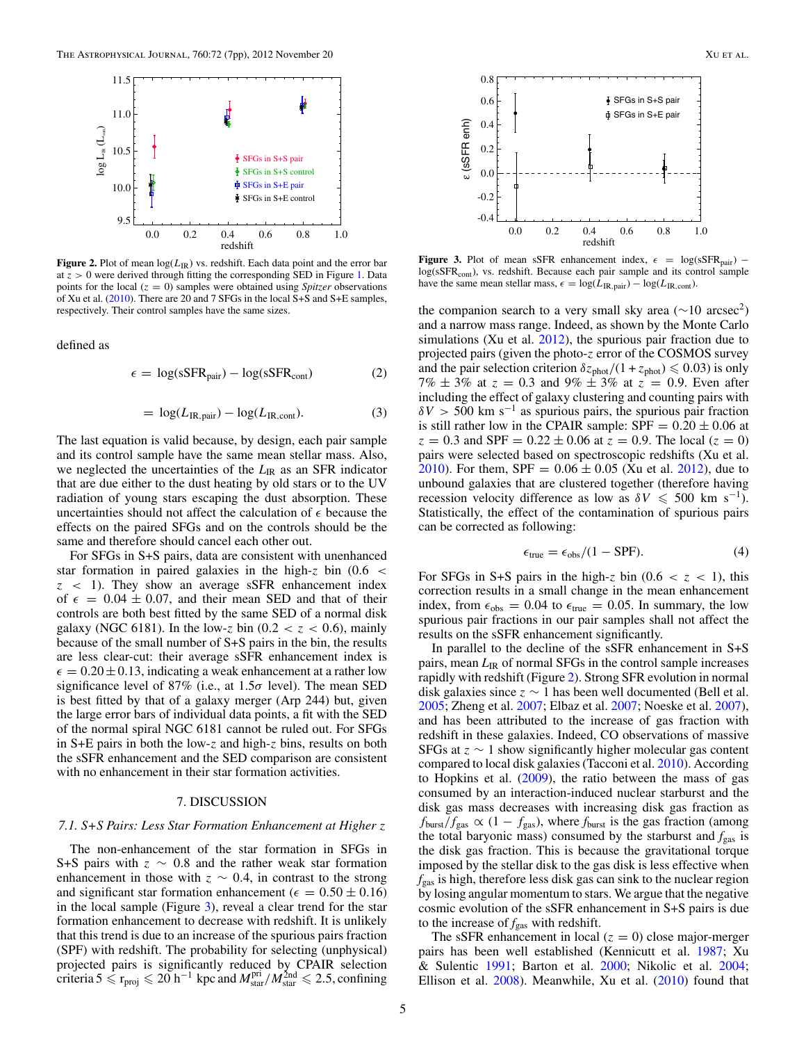**Figure 2.** Plot of mean $\log(L_{\rm IR})$ vs. redshift. Each data point and the error bar at $z > 0$ were derived through fitting the corresponding SED in Figure 1. Data points for the local ($z = 0$) samples were obtained using *Spitzer* observations of Xu et al. (2010). There are 20 and 7 SFGs in the local S+S and S+E samples, respectively. Their control samples have the same sizes.

**Figure 3.** Plot of mean sSFR enhancement index, $\epsilon = \log({\rm sSFR}_{\rm pair}) - \log({\rm sSFR}_{\rm cont})$, vs. redshift. Because each pair sample and its control sample have the same mean stellar mass, $\epsilon = \log(L_{\rm IR,pair}) - \log(L_{\rm IR,cont})$.

defined as

$$\epsilon = \log({\rm sSFR}_{\rm pair}) - \log({\rm sSFR}_{\rm cont}) \quad (2)$$

$$= \log(L_{\rm IR,pair}) - \log(L_{\rm IR,cont}). \quad (3)$$

The last equation is valid because, by design, each pair sample and its control sample have the same mean stellar mass. Also, we neglected the uncertainties of the $L_{\rm IR}$ as an SFR indicator that are due either to the dust heating by old stars or to the UV radiation of young stars escaping the dust absorption. These uncertainties should not affect the calculation of $\epsilon$ because the effects on the paired SFGs and on the controls should be the same and therefore should cancel each other out.

For SFGs in S+S pairs, data are consistent with unenhanced star formation in paired galaxies in the high-$z$ bin ($0.6 < z < 1$). They show an average sSFR enhancement index of $\epsilon = 0.04 \pm 0.07$, and their mean SED and that of their controls are both best fitted by the same SED of a normal disk galaxy (NGC 6181). In the low-$z$ bin ($0.2 < z < 0.6$), mainly because of the small number of S+S pairs in the bin, the results are less clear-cut: their average sSFR enhancement index is $\epsilon = 0.20 \pm 0.13$, indicating a weak enhancement at a rather low significance level of 87% (i.e., at $1.5\sigma$ level). The mean SED is best fitted by that of a galaxy merger (Arp 244) but, given the large error bars of individual data points, a fit with the SED of the normal spiral NGC 6181 cannot be ruled out. For SFGs in S+E pairs in both the low-$z$ and high-$z$ bins, results on both the sSFR enhancement and the SED comparison are consistent with no enhancement in their star formation activities.

## 7. DISCUSSION

### 7.1. S+S Pairs: Less Star Formation Enhancement at Higher z

The non-enhancement of the star formation in SFGs in S+S pairs with $z \sim 0.8$ and the rather weak star formation enhancement in those with $z \sim 0.4$, in contrast to the strong and significant star formation enhancement ($\epsilon = 0.50 \pm 0.16$) in the local sample (Figure 3), reveal a clear trend for the star formation enhancement to decrease with redshift. It is unlikely that this trend is due to an increase of the spurious pairs fraction (SPF) with redshift. The probability for selecting (unphysical) projected pairs is significantly reduced by CPAIR selection criteria $5 \leqslant r_{\rm proj} \leqslant 20\ h^{-1}$ kpc and $M_{\rm star}^{\rm pri}/M_{\rm star}^{\rm 2nd} \leqslant 2.5$, confining the companion search to a very small sky area ($\sim$10 arcsec$^2$) and a narrow mass range. Indeed, as shown by the Monte Carlo simulations (Xu et al. 2012), the spurious pair fraction due to projected pairs (given the photo-$z$ error of the COSMOS survey and the pair selection criterion $\delta z_{\rm phot}/(1 + z_{\rm phot}) \leqslant 0.03$) is only $7\% \pm 3\%$ at $z = 0.3$ and $9\% \pm 3\%$ at $z = 0.9$. Even after including the effect of galaxy clustering and counting pairs with $\delta V > 500$ km s$^{-1}$ as spurious pairs, the spurious pair fraction is still rather low in the CPAIR sample: SPF $= 0.20 \pm 0.06$ at $z = 0.3$ and SPF $= 0.22 \pm 0.06$ at $z = 0.9$. The local ($z = 0$) pairs were selected based on spectroscopic redshifts (Xu et al. 2010). For them, SPF $= 0.06 \pm 0.05$ (Xu et al. 2012), due to unbound galaxies that are clustered together (therefore having recession velocity difference as low as $\delta V \leqslant 500$ km s$^{-1}$). Statistically, the effect of the contamination of spurious pairs can be corrected as following:

$$\epsilon_{\rm true} = \epsilon_{\rm obs}/(1 - {\rm SPF}). \quad (4)$$

For SFGs in S+S pairs in the high-$z$ bin ($0.6 < z < 1$), this correction results in a small change in the mean enhancement index, from $\epsilon_{\rm obs} = 0.04$ to $\epsilon_{\rm true} = 0.05$. In summary, the low spurious pair fractions in our pair samples shall not affect the results on the sSFR enhancement significantly.

In parallel to the decline of the sSFR enhancement in S+S pairs, mean $L_{\rm IR}$ of normal SFGs in the control sample increases rapidly with redshift (Figure 2). Strong SFR evolution in normal disk galaxies since $z \sim 1$ has been well documented (Bell et al. 2005; Zheng et al. 2007; Elbaz et al. 2007; Noeske et al. 2007), and has been attributed to the increase of gas fraction with redshift in these galaxies. Indeed, CO observations of massive SFGs at $z \sim 1$ show significantly higher molecular gas content compared to local disk galaxies (Tacconi et al. 2010). According to Hopkins et al. (2009), the ratio between the mass of gas consumed by an interaction-induced nuclear starburst and the disk gas mass decreases with increasing disk gas fraction as $f_{\rm burst}/f_{\rm gas} \propto (1 - f_{\rm gas})$, where $f_{\rm burst}$ is the gas fraction (among the total baryonic mass) consumed by the starburst and $f_{\rm gas}$ is the disk gas fraction. This is because the gravitational torque imposed by the stellar disk to the gas disk is less effective when $f_{\rm gas}$ is high, therefore less disk gas can sink to the nuclear region by losing angular momentum to stars. We argue that the negative cosmic evolution of the sSFR enhancement in S+S pairs is due to the increase of $f_{\rm gas}$ with redshift.

The sSFR enhancement in local ($z = 0$) close major-merger pairs has been well established (Kennicutt et al. 1987; Xu & Sulentic 1991; Barton et al. 2000; Nikolic et al. 2004; Ellison et al. 2008). Meanwhile, Xu et al. (2010) found that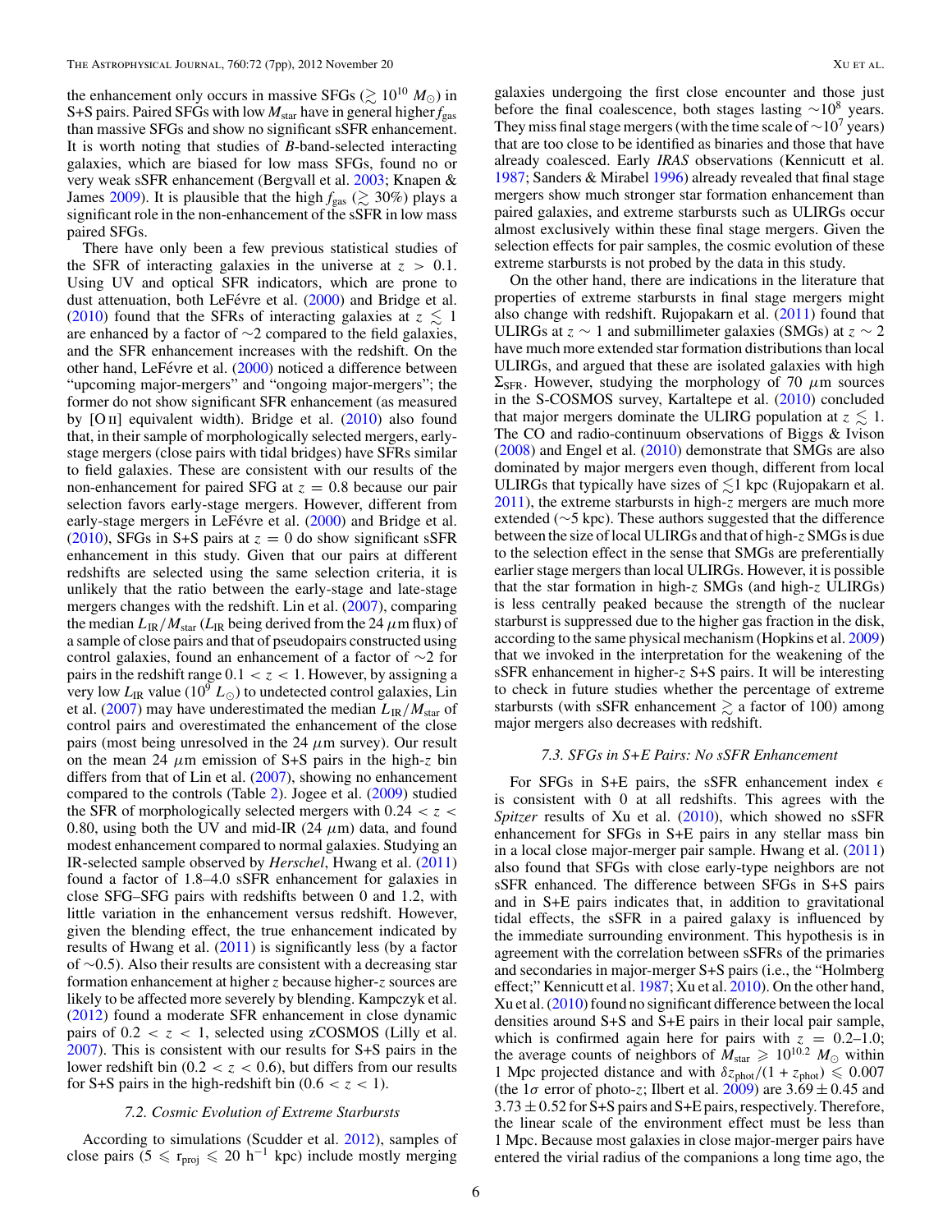the enhancement only occurs in massive SFGs ($\gtrsim 10^{10}\ M_\odot$) in S+S pairs. Paired SFGs with low $M_{\rm star}$ have in general higher $f_{\rm gas}$ than massive SFGs and show no significant sSFR enhancement. It is worth noting that studies of *B*-band-selected interacting galaxies, which are biased for low mass SFGs, found no or very weak sSFR enhancement (Bergvall et al. 2003; Knapen & James 2009). It is plausible that the high $f_{\rm gas}$ ($\gtrsim 30\%$) plays a significant role in the non-enhancement of the sSFR in low mass paired SFGs.

There have only been a few previous statistical studies of the SFR of interacting galaxies in the universe at $z > 0.1$. Using UV and optical SFR indicators, which are prone to dust attenuation, both LeFévre et al. (2000) and Bridge et al. (2010) found that the SFRs of interacting galaxies at $z \lesssim 1$ are enhanced by a factor of ∼2 compared to the field galaxies, and the SFR enhancement increases with the redshift. On the other hand, LeFévre et al. (2000) noticed a difference between "upcoming major-mergers" and "ongoing major-mergers"; the former do not show significant SFR enhancement (as measured by [O II] equivalent width). Bridge et al. (2010) also found that, in their sample of morphologically selected mergers, early-stage mergers (close pairs with tidal bridges) have SFRs similar to field galaxies. These are consistent with our results of the non-enhancement for paired SFG at $z = 0.8$ because our pair selection favors early-stage mergers. However, different from early-stage mergers in LeFévre et al. (2000) and Bridge et al. (2010), SFGs in S+S pairs at $z = 0$ do show significant sSFR enhancement in this study. Given that our pairs at different redshifts are selected using the same selection criteria, it is unlikely that the ratio between the early-stage and late-stage mergers changes with the redshift. Lin et al. (2007), comparing the median $L_{\rm IR}/M_{\rm star}$ ($L_{\rm IR}$ being derived from the 24 $\mu$m flux) of a sample of close pairs and that of pseudopairs constructed using control galaxies, found an enhancement of a factor of ∼2 for pairs in the redshift range $0.1 < z < 1$. However, by assigning a very low $L_{\rm IR}$ value ($10^9\ L_\odot$) to undetected control galaxies, Lin et al. (2007) may have underestimated the median $L_{\rm IR}/M_{\rm star}$ of control pairs and overestimated the enhancement of the close pairs (most being unresolved in the 24 $\mu$m survey). Our result on the mean 24 $\mu$m emission of S+S pairs in the high-$z$ bin differs from that of Lin et al. (2007), showing no enhancement compared to the controls (Table 2). Jogee et al. (2009) studied the SFR of morphologically selected mergers with $0.24 < z < 0.80$, using both the UV and mid-IR (24 $\mu$m) data, and found modest enhancement compared to normal galaxies. Studying an IR-selected sample observed by *Herschel*, Hwang et al. (2011) found a factor of 1.8–4.0 sSFR enhancement for galaxies in close SFG–SFG pairs with redshifts between 0 and 1.2, with little variation in the enhancement versus redshift. However, given the blending effect, the true enhancement indicated by results of Hwang et al. (2011) is significantly less (by a factor of ∼0.5). Also their results are consistent with a decreasing star formation enhancement at higher $z$ because higher-$z$ sources are likely to be affected more severely by blending. Kampczyk et al. (2012) found a moderate SFR enhancement in close dynamic pairs of $0.2 < z < 1$, selected using zCOSMOS (Lilly et al. 2007). This is consistent with our results for S+S pairs in the lower redshift bin ($0.2 < z < 0.6$), but differs from our results for S+S pairs in the high-redshift bin ($0.6 < z < 1$).

### 7.2. Cosmic Evolution of Extreme Starbursts

According to simulations (Scudder et al. 2012), samples of close pairs ($5 \leqslant r_{\rm proj} \leqslant 20\ h^{-1}$ kpc) include mostly merging galaxies undergoing the first close encounter and those just before the final coalescence, both stages lasting $\sim 10^8$ years. They miss final stage mergers (with the time scale of $\sim 10^7$ years) that are too close to be identified as binaries and those that have already coalesced. Early *IRAS* observations (Kennicutt et al. 1987; Sanders & Mirabel 1996) already revealed that final stage mergers show much stronger star formation enhancement than paired galaxies, and extreme starbursts such as ULIRGs occur almost exclusively within these final stage mergers. Given the selection effects for pair samples, the cosmic evolution of these extreme starbursts is not probed by the data in this study.

On the other hand, there are indications in the literature that properties of extreme starbursts in final stage mergers might also change with redshift. Rujopakarn et al. (2011) found that ULIRGs at $z \sim 1$ and submillimeter galaxies (SMGs) at $z \sim 2$ have much more extended star formation distributions than local ULIRGs, and argued that these are isolated galaxies with high $\Sigma_{\rm SFR}$. However, studying the morphology of 70 $\mu$m sources in the S-COSMOS survey, Kartaltepe et al. (2010) concluded that major mergers dominate the ULIRG population at $z \lesssim 1$. The CO and radio-continuum observations of Biggs & Ivison (2008) and Engel et al. (2010) demonstrate that SMGs are also dominated by major mergers even though, different from local ULIRGs that typically have sizes of $\lesssim$1 kpc (Rujopakarn et al. 2011), the extreme starbursts in high-$z$ mergers are much more extended (∼5 kpc). These authors suggested that the difference between the size of local ULIRGs and that of high-$z$ SMGs is due to the selection effect in the sense that SMGs are preferentially earlier stage mergers than local ULIRGs. However, it is possible that the star formation in high-$z$ SMGs (and high-$z$ ULIRGs) is less centrally peaked because the strength of the nuclear starburst is suppressed due to the higher gas fraction in the disk, according to the same physical mechanism (Hopkins et al. 2009) that we invoked in the interpretation for the weakening of the sSFR enhancement in higher-$z$ S+S pairs. It will be interesting to check in future studies whether the percentage of extreme starbursts (with sSFR enhancement $\gtrsim$ a factor of 100) among major mergers also decreases with redshift.

### 7.3. SFGs in S+E Pairs: No sSFR Enhancement

For SFGs in S+E pairs, the sSFR enhancement index $\epsilon$ is consistent with 0 at all redshifts. This agrees with the *Spitzer* results of Xu et al. (2010), which showed no sSFR enhancement for SFGs in S+E pairs in any stellar mass bin in a local close major-merger pair sample. Hwang et al. (2011) also found that SFGs with close early-type neighbors are not sSFR enhanced. The difference between SFGs in S+S pairs and in S+E pairs indicates that, in addition to gravitational tidal effects, the sSFR in a paired galaxy is influenced by the immediate surrounding environment. This hypothesis is in agreement with the correlation between sSFRs of the primaries and secondaries in major-merger S+S pairs (i.e., the "Holmberg effect;" Kennicutt et al. 1987; Xu et al. 2010). On the other hand, Xu et al. (2010) found no significant difference between the local densities around S+S and S+E pairs in their local pair sample, which is confirmed again here for pairs with $z = 0.2$–$1.0$; the average counts of neighbors of $M_{\rm star} \geqslant 10^{10.2}\ M_\odot$ within 1 Mpc projected distance and with $\delta z_{\rm phot}/(1 + z_{\rm phot}) \leqslant 0.007$ (the 1$\sigma$ error of photo-$z$; Ilbert et al. 2009) are $3.69 \pm 0.45$ and $3.73 \pm 0.52$ for S+S pairs and S+E pairs, respectively. Therefore, the linear scale of the environment effect must be less than 1 Mpc. Because most galaxies in close major-merger pairs have entered the virial radius of the companions a long time ago, the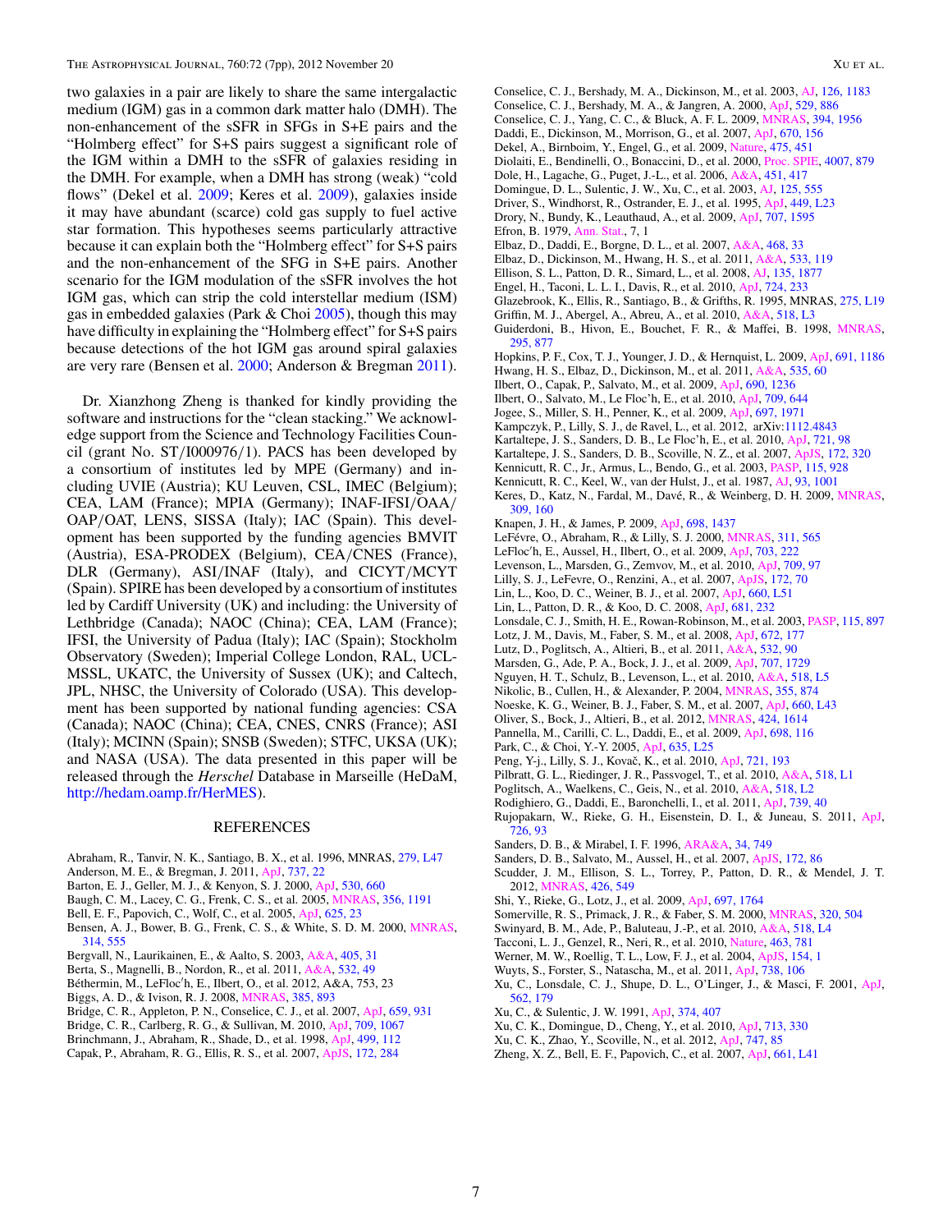two galaxies in a pair are likely to share the same intergalactic medium (IGM) gas in a common dark matter halo (DMH). The non-enhancement of the sSFR in SFGs in S+E pairs and the "Holmberg effect" for S+S pairs suggest a significant role of the IGM within a DMH to the sSFR of galaxies residing in the DMH. For example, when a DMH has strong (weak) "cold flows" (Dekel et al. 2009; Keres et al. 2009), galaxies inside it may have abundant (scarce) cold gas supply to fuel active star formation. This hypotheses seems particularly attractive because it can explain both the "Holmberg effect" for S+S pairs and the non-enhancement of the SFG in S+E pairs. Another scenario for the IGM modulation of the sSFR involves the hot IGM gas, which can strip the cold interstellar medium (ISM) gas in embedded galaxies (Park & Choi 2005), though this may have difficulty in explaining the "Holmberg effect" for S+S pairs because detections of the hot IGM gas around spiral galaxies are very rare (Bensen et al. 2000; Anderson & Bregman 2011).

Dr. Xianzhong Zheng is thanked for kindly providing the software and instructions for the "clean stacking." We acknowledge support from the Science and Technology Facilities Council (grant No. ST/I000976/1). PACS has been developed by a consortium of institutes led by MPE (Germany) and including UVIE (Austria); KU Leuven, CSL, IMEC (Belgium); CEA, LAM (France); MPIA (Germany); INAF-IFSI/OAA/OAP/OAT, LENS, SISSA (Italy); IAC (Spain). This development has been supported by the funding agencies BMVIT (Austria), ESA-PRODEX (Belgium), CEA/CNES (France), DLR (Germany), ASI/INAF (Italy), and CICYT/MCYT (Spain). SPIRE has been developed by a consortium of institutes led by Cardiff University (UK) and including: the University of Lethbridge (Canada); NAOC (China); CEA, LAM (France); IFSI, the University of Padua (Italy); IAC (Spain); Stockholm Observatory (Sweden); Imperial College London, RAL, UCL-MSSL, UKATC, the University of Sussex (UK); and Caltech, JPL, NHSC, the University of Colorado (USA). This development has been supported by national funding agencies: CSA (Canada); NAOC (China); CEA, CNES, CNRS (France); ASI (Italy); MCINN (Spain); SNSB (Sweden); STFC, UKSA (UK); and NASA (USA). The data presented in this paper will be released through the *Herschel* Database in Marseille (HeDaM, http://hedam.oamp.fr/HerMES).

## REFERENCES

Abraham, R., Tanvir, N. K., Santiago, B. X., et al. 1996, MNRAS, 279, L47
Anderson, M. E., & Bregman, J. 2011, ApJ, 737, 22
Barton, E. J., Geller, M. J., & Kenyon, S. J. 2000, ApJ, 530, 660
Baugh, C. M., Lacey, C. G., Frenk, C. S., et al. 2005, MNRAS, 356, 1191
Bell, E. F., Papovich, C., Wolf, C., et al. 2005, ApJ, 625, 23
Bensen, A. J., Bower, B. G., Frenk, C. S., & White, S. D. M. 2000, MNRAS, 314, 555
Bergvall, N., Laurikainen, E., & Aalto, S. 2003, A&A, 405, 31
Berta, S., Magnelli, B., Nordon, R., et al. 2011, A&A, 532, 49
Béthermin, M., LeFloc'h, E., Ilbert, O., et al. 2012, A&A, 753, 23
Biggs, A. D., & Ivison, R. J. 2008, MNRAS, 385, 893
Bridge, C. R., Appleton, P. N., Conselice, C. J., et al. 2007, ApJ, 659, 931
Bridge, C. R., Carlberg, R. G., & Sullivan, M. 2010, ApJ, 709, 1067
Brinchmann, J., Abraham, R., Shade, D., et al. 1998, ApJ, 499, 112
Capak, P., Abraham, R. G., Ellis, R. S., et al. 2007, ApJS, 172, 284
Conselice, C. J., Bershady, M. A., Dickinson, M., et al. 2003, AJ, 126, 1183
Conselice, C. J., Bershady, M. A., & Jangren, A. 2000, ApJ, 529, 886
Conselice, C. J., Yang, C. C., & Bluck, A. F. L. 2009, MNRAS, 394, 1956
Daddi, E., Dickinson, M., Morrison, G., et al. 2007, ApJ, 670, 156
Dekel, A., Birnboim, Y., Engel, G., et al. 2009, Nature, 475, 451
Diolaiti, E., Bendinelli, O., Bonaccini, D., et al. 2000, Proc. SPIE, 4007, 879
Dole, H., Lagache, G., Puget, J.-L., et al. 2006, A&A, 451, 417
Domingue, D. L., Sulentic, J. W., Xu, C., et al. 2003, AJ, 125, 555
Driver, S., Windhorst, R., Ostrander, E. J., et al. 1995, ApJ, 449, L23
Drory, N., Bundy, K., Leauthaud, A., et al. 2009, ApJ, 707, 1595
Efron, B. 1979, Ann. Stat., 7, 1
Elbaz, D., Daddi, E., Borgne, D. L., et al. 2007, A&A, 468, 33
Elbaz, D., Dickinson, M., Hwang, H. S., et al. 2011, A&A, 533, 119
Ellison, S. L., Patton, D. R., Simard, L., et al. 2008, AJ, 135, 1877
Engel, H., Taconi, L. L. I., Davis, R., et al. 2010, ApJ, 724, 233
Glazebrook, K., Ellis, R., Santiago, B., & Grifths, R. 1995, MNRAS, 275, L19
Griffin, M. J., Abergel, A., Abreu, A., et al. 2010, A&A, 518, L3
Guiderdoni, B., Hivon, E., Bouchet, F. R., & Maffei, B. 1998, MNRAS, 295, 877
Hopkins, P. F., Cox, T. J., Younger, J. D., & Hernquist, L. 2009, ApJ, 691, 1186
Hwang, H. S., Elbaz, D., Dickinson, M., et al. 2011, A&A, 535, 60
Ilbert, O., Capak, P., Salvato, M., et al. 2009, ApJ, 690, 1236
Ilbert, O., Salvato, M., Le Floc'h, E., et al. 2010, ApJ, 709, 644
Jogee, S., Miller, S. H., Penner, K., et al. 2009, ApJ, 697, 1971
Kampczyk, P., Lilly, S. J., de Ravel, L., et al. 2012, arXiv:1112.4843
Kartaltepe, J. S., Sanders, D. B., Le Floc'h, E., et al. 2010, ApJ, 721, 98
Kartaltepe, J. S., Sanders, D. B., Scoville, N. Z., et al. 2007, ApJS, 172, 320
Kennicutt, R. C., Jr., Armus, L., Bendo, G., et al. 2003, PASP, 115, 928
Kennicutt, R. C., Keel, W., van der Hulst, J., et al. 1987, AJ, 93, 1001
Keres, D., Katz, N., Fardal, M., Davé, R., & Weinberg, D. H. 2009, MNRAS, 309, 160
Knapen, J. H., & James, P. 2009, ApJ, 698, 1437
LeFévre, O., Abraham, R., & Lilly, S. J. 2000, MNRAS, 311, 565
LeFloc'h, E., Aussel, H., Ilbert, O., et al. 2009, ApJ, 703, 222
Levenson, L., Marsden, G., Zemvov, M., et al. 2010, ApJ, 709, 97
Lilly, S. J., LeFevre, O., Renzini, A., et al. 2007, ApJS, 172, 70
Lin, L., Koo, D. C., Weiner, B. J., et al. 2007, ApJ, 660, L51
Lin, L., Patton, D. R., & Koo, D. C. 2008, ApJ, 681, 232
Lonsdale, C. J., Smith, H. E., Rowan-Robinson, M., et al. 2003, PASP, 115, 897
Lotz, J. M., Davis, M., Faber, S. M., et al. 2008, ApJ, 672, 177
Lutz, D., Poglitsch, A., Altieri, B., et al. 2011, A&A, 532, 90
Marsden, G., Ade, P. A., Bock, J. J., et al. 2009, ApJ, 707, 1729
Nguyen, H. T., Schulz, B., Levenson, L., et al. 2010, A&A, 518, L5
Nikolic, B., Cullen, H., & Alexander, P. 2004, MNRAS, 355, 874
Noeske, K. G., Weiner, B. J., Faber, S. M., et al. 2007, ApJ, 660, L43
Oliver, S., Bock, J., Altieri, B., et al. 2012, MNRAS, 424, 1614
Pannella, M., Carilli, C. L., Daddi, E., et al. 2009, ApJ, 698, 116
Park, C., & Choi, Y.-Y. 2005, ApJ, 635, L25
Peng, Y-j., Lilly, S. J., Kovač, K., et al. 2010, ApJ, 721, 193
Pilbratt, G. L., Riedinger, J. R., Passvogel, T., et al. 2010, A&A, 518, L1
Poglitsch, A., Waelkens, C., Geis, N., et al. 2010, A&A, 518, L2
Rodighiero, G., Daddi, E., Baronchelli, I., et al. 2011, ApJ, 739, 40
Rujopakarn, W., Rieke, G. H., Eisenstein, D. I., & Juneau, S. 2011, ApJ, 726, 93
Sanders, D. B., & Mirabel, I. F. 1996, ARA&A, 34, 749
Sanders, D. B., Salvato, M., Aussel, H., et al. 2007, ApJS, 172, 86
Scudder, J. M., Ellison, S. L., Torrey, P., Patton, D. R., & Mendel, J. T. 2012, MNRAS, 426, 549
Shi, Y., Rieke, G., Lotz, J., et al. 2009, ApJ, 697, 1764
Somerville, R. S., Primack, J. R., & Faber, S. M. 2000, MNRAS, 320, 504
Swinyard, B. M., Ade, P., Baluteau, J.-P., et al. 2010, A&A, 518, L4
Tacconi, L. J., Genzel, R., Neri, R., et al. 2010, Nature, 463, 781
Werner, M. W., Roellig, T. L., Low, F. J., et al. 2004, ApJS, 154, 1
Wuyts, S., Forster, S., Natascha, M., et al. 2011, ApJ, 738, 106
Xu, C., Lonsdale, C. J., Shupe, D. L., O'Linger, J., & Masci, F. 2001, ApJ, 562, 179
Xu, C., & Sulentic, J. W. 1991, ApJ, 374, 407
Xu, C. K., Domingue, D., Cheng, Y., et al. 2010, ApJ, 713, 330
Xu, C. K., Zhao, Y., Scoville, N., et al. 2012, ApJ, 747, 85
Zheng, X. Z., Bell, E. F., Papovich, C., et al. 2007, ApJ, 661, L41